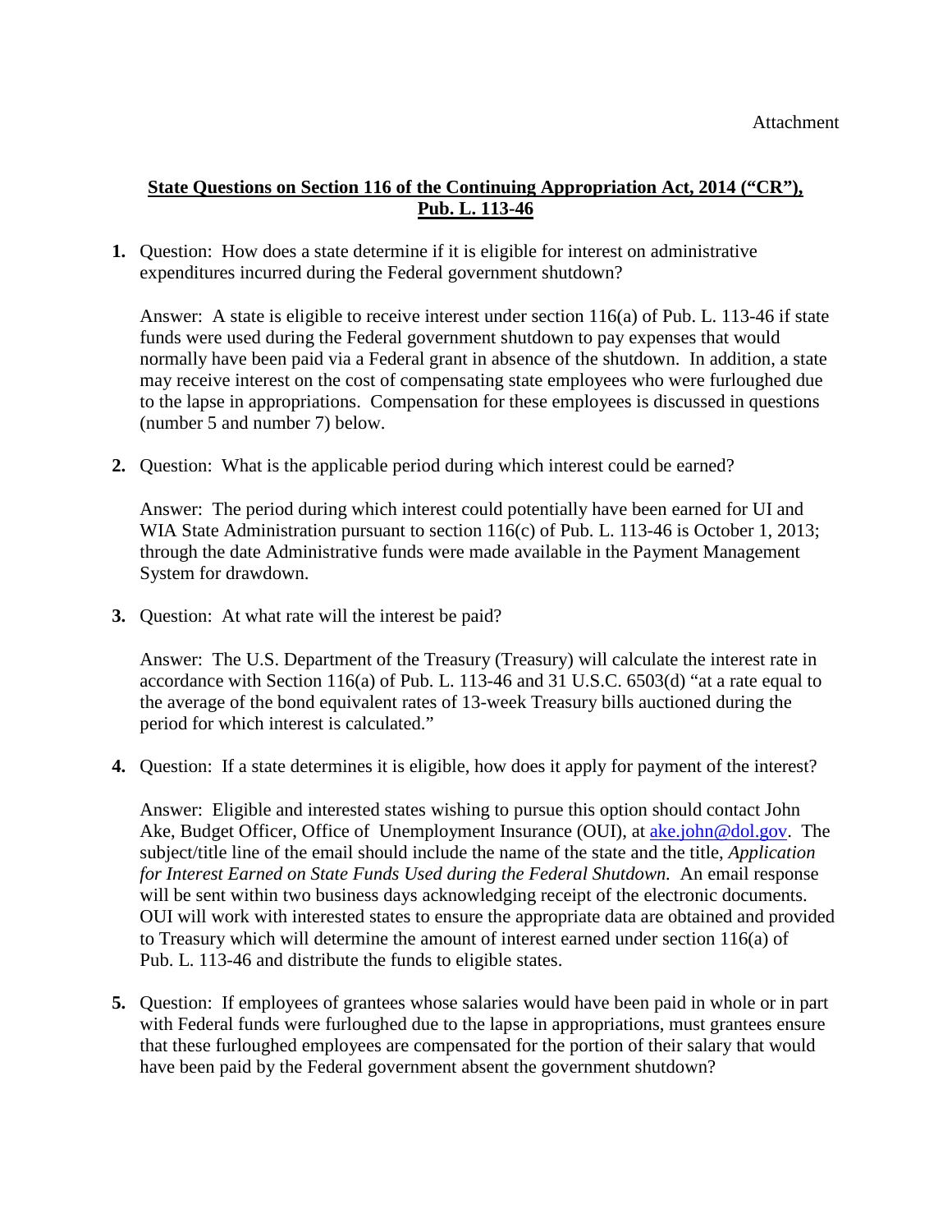Attachment

**State Questions on Section 116 of the Continuing Appropriation Act, 2014 ("CR"), Pub. L. 113-46**

1. Question: How does a state determine if it is eligible for interest on administrative expenditures incurred during the Federal government shutdown?

   Answer: A state is eligible to receive interest under section 116(a) of Pub. L. 113-46 if state funds were used during the Federal government shutdown to pay expenses that would normally have been paid via a Federal grant in absence of the shutdown. In addition, a state may receive interest on the cost of compensating state employees who were furloughed due to the lapse in appropriations. Compensation for these employees is discussed in questions (number 5 and number 7) below.

2. Question: What is the applicable period during which interest could be earned?

   Answer: The period during which interest could potentially have been earned for UI and WIA State Administration pursuant to section 116(c) of Pub. L. 113-46 is October 1, 2013; through the date Administrative funds were made available in the Payment Management System for drawdown.

3. Question: At what rate will the interest be paid?

   Answer: The U.S. Department of the Treasury (Treasury) will calculate the interest rate in accordance with Section 116(a) of Pub. L. 113-46 and 31 U.S.C. 6503(d) "at a rate equal to the average of the bond equivalent rates of 13-week Treasury bills auctioned during the period for which interest is calculated."

4. Question: If a state determines it is eligible, how does it apply for payment of the interest?

   Answer: Eligible and interested states wishing to pursue this option should contact John Ake, Budget Officer, Office of Unemployment Insurance (OUI), at [ake.john@dol.gov](mailto:ake.john@dol.gov). The subject/title line of the email should include the name of the state and the title, *Application for Interest Earned on State Funds Used during the Federal Shutdown.* An email response will be sent within two business days acknowledging receipt of the electronic documents. OUI will work with interested states to ensure the appropriate data are obtained and provided to Treasury which will determine the amount of interest earned under section 116(a) of Pub. L. 113-46 and distribute the funds to eligible states.

5. Question: If employees of grantees whose salaries would have been paid in whole or in part with Federal funds were furloughed due to the lapse in appropriations, must grantees ensure that these furloughed employees are compensated for the portion of their salary that would have been paid by the Federal government absent the government shutdown?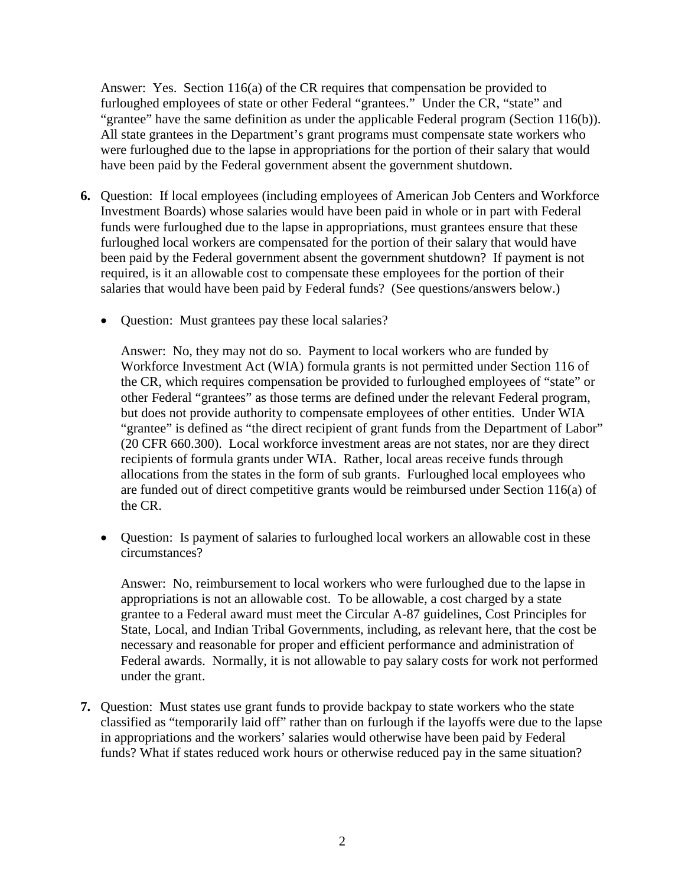Answer: Yes. Section 116(a) of the CR requires that compensation be provided to furloughed employees of state or other Federal "grantees." Under the CR, "state" and "grantee" have the same definition as under the applicable Federal program (Section 116(b)). All state grantees in the Department's grant programs must compensate state workers who were furloughed due to the lapse in appropriations for the portion of their salary that would have been paid by the Federal government absent the government shutdown.

6. Question: If local employees (including employees of American Job Centers and Workforce Investment Boards) whose salaries would have been paid in whole or in part with Federal funds were furloughed due to the lapse in appropriations, must grantees ensure that these furloughed local workers are compensated for the portion of their salary that would have been paid by the Federal government absent the government shutdown? If payment is not required, is it an allowable cost to compensate these employees for the portion of their salaries that would have been paid by Federal funds? (See questions/answers below.)

   - Question: Must grantees pay these local salaries?

     Answer: No, they may not do so. Payment to local workers who are funded by Workforce Investment Act (WIA) formula grants is not permitted under Section 116 of the CR, which requires compensation be provided to furloughed employees of "state" or other Federal "grantees" as those terms are defined under the relevant Federal program, but does not provide authority to compensate employees of other entities. Under WIA "grantee" is defined as "the direct recipient of grant funds from the Department of Labor" (20 CFR 660.300). Local workforce investment areas are not states, nor are they direct recipients of formula grants under WIA. Rather, local areas receive funds through allocations from the states in the form of sub grants. Furloughed local employees who are funded out of direct competitive grants would be reimbursed under Section 116(a) of the CR.

   - Question: Is payment of salaries to furloughed local workers an allowable cost in these circumstances?

     Answer: No, reimbursement to local workers who were furloughed due to the lapse in appropriations is not an allowable cost. To be allowable, a cost charged by a state grantee to a Federal award must meet the Circular A-87 guidelines, Cost Principles for State, Local, and Indian Tribal Governments, including, as relevant here, that the cost be necessary and reasonable for proper and efficient performance and administration of Federal awards. Normally, it is not allowable to pay salary costs for work not performed under the grant.

7. Question: Must states use grant funds to provide backpay to state workers who the state classified as "temporarily laid off" rather than on furlough if the layoffs were due to the lapse in appropriations and the workers' salaries would otherwise have been paid by Federal funds? What if states reduced work hours or otherwise reduced pay in the same situation?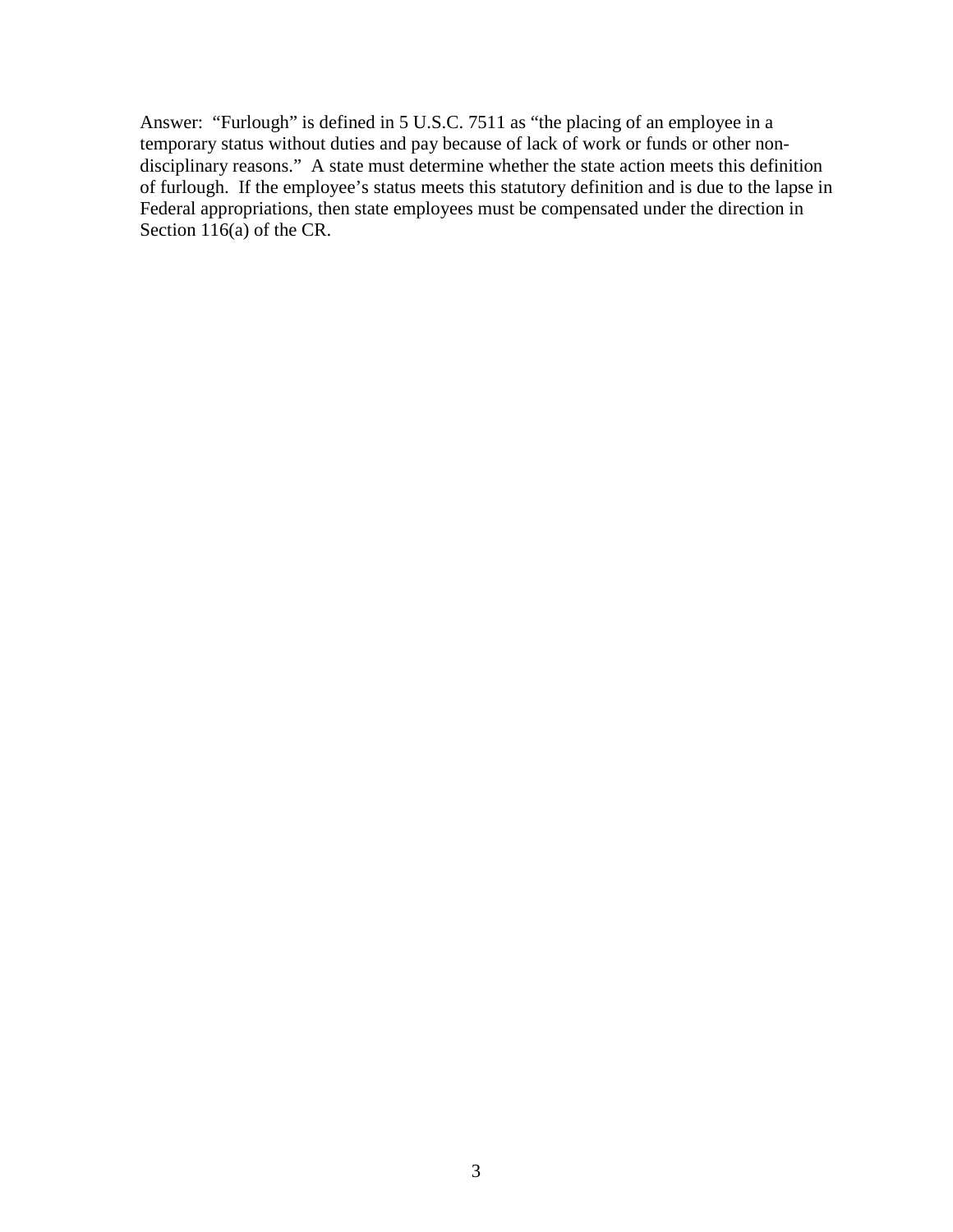Answer: "Furlough" is defined in 5 U.S.C. 7511 as "the placing of an employee in a temporary status without duties and pay because of lack of work or funds or other non-disciplinary reasons." A state must determine whether the state action meets this definition of furlough. If the employee's status meets this statutory definition and is due to the lapse in Federal appropriations, then state employees must be compensated under the direction in Section 116(a) of the CR.